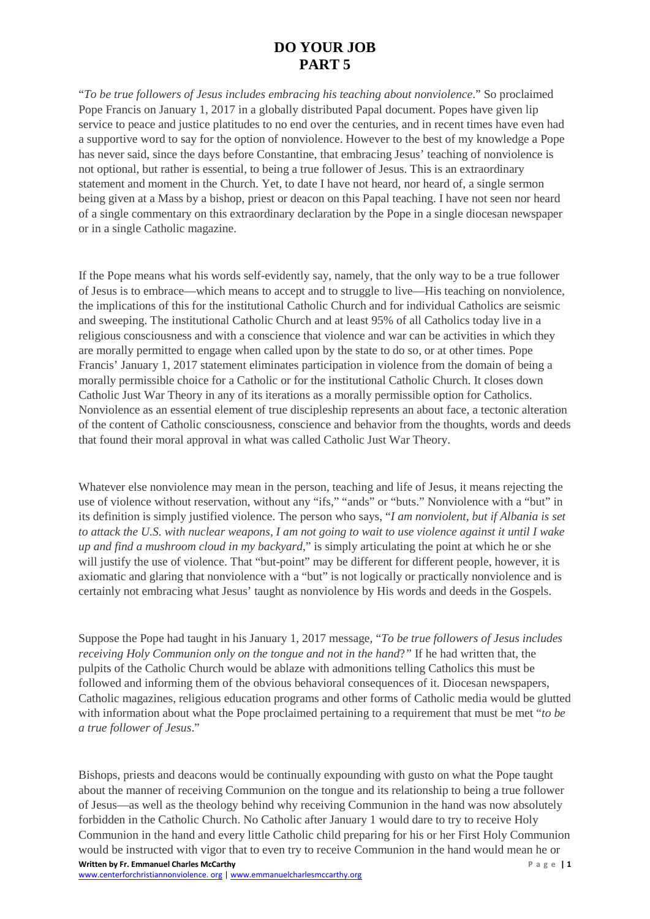# DO YOUR JOB
# PART 5

"*To be true followers of Jesus includes embracing his teaching about nonviolence*." So proclaimed Pope Francis on January 1, 2017 in a globally distributed Papal document. Popes have given lip service to peace and justice platitudes to no end over the centuries, and in recent times have even had a supportive word to say for the option of nonviolence. However to the best of my knowledge a Pope has never said, since the days before Constantine, that embracing Jesus' teaching of nonviolence is not optional, but rather is essential, to being a true follower of Jesus. This is an extraordinary statement and moment in the Church. Yet, to date I have not heard, nor heard of, a single sermon being given at a Mass by a bishop, priest or deacon on this Papal teaching. I have not seen nor heard of a single commentary on this extraordinary declaration by the Pope in a single diocesan newspaper or in a single Catholic magazine.

If the Pope means what his words self-evidently say, namely, that the only way to be a true follower of Jesus is to embrace—which means to accept and to struggle to live—His teaching on nonviolence, the implications of this for the institutional Catholic Church and for individual Catholics are seismic and sweeping. The institutional Catholic Church and at least 95% of all Catholics today live in a religious consciousness and with a conscience that violence and war can be activities in which they are morally permitted to engage when called upon by the state to do so, or at other times. Pope Francis' January 1, 2017 statement eliminates participation in violence from the domain of being a morally permissible choice for a Catholic or for the institutional Catholic Church. It closes down Catholic Just War Theory in any of its iterations as a morally permissible option for Catholics. Nonviolence as an essential element of true discipleship represents an about face, a tectonic alteration of the content of Catholic consciousness, conscience and behavior from the thoughts, words and deeds that found their moral approval in what was called Catholic Just War Theory.

Whatever else nonviolence may mean in the person, teaching and life of Jesus, it means rejecting the use of violence without reservation, without any "ifs," "ands" or "buts." Nonviolence with a "but" in its definition is simply justified violence. The person who says, "*I am nonviolent, but if Albania is set to attack the U.S. with nuclear weapons, I am not going to wait to use violence against it until I wake up and find a mushroom cloud in my backyard*," is simply articulating the point at which he or she will justify the use of violence. That "but-point" may be different for different people, however, it is axiomatic and glaring that nonviolence with a "but" is not logically or practically nonviolence and is certainly not embracing what Jesus' taught as nonviolence by His words and deeds in the Gospels.

Suppose the Pope had taught in his January 1, 2017 message, "*To be true followers of Jesus includes receiving Holy Communion only on the tongue and not in the hand*?*"* If he had written that, the pulpits of the Catholic Church would be ablaze with admonitions telling Catholics this must be followed and informing them of the obvious behavioral consequences of it. Diocesan newspapers, Catholic magazines, religious education programs and other forms of Catholic media would be glutted with information about what the Pope proclaimed pertaining to a requirement that must be met "*to be a true follower of Jesus*."

Bishops, priests and deacons would be continually expounding with gusto on what the Pope taught about the manner of receiving Communion on the tongue and its relationship to being a true follower of Jesus—as well as the theology behind why receiving Communion in the hand was now absolutely forbidden in the Catholic Church. No Catholic after January 1 would dare to try to receive Holy Communion in the hand and every little Catholic child preparing for his or her First Holy Communion would be instructed with vigor that to even try to receive Communion in the hand would mean he or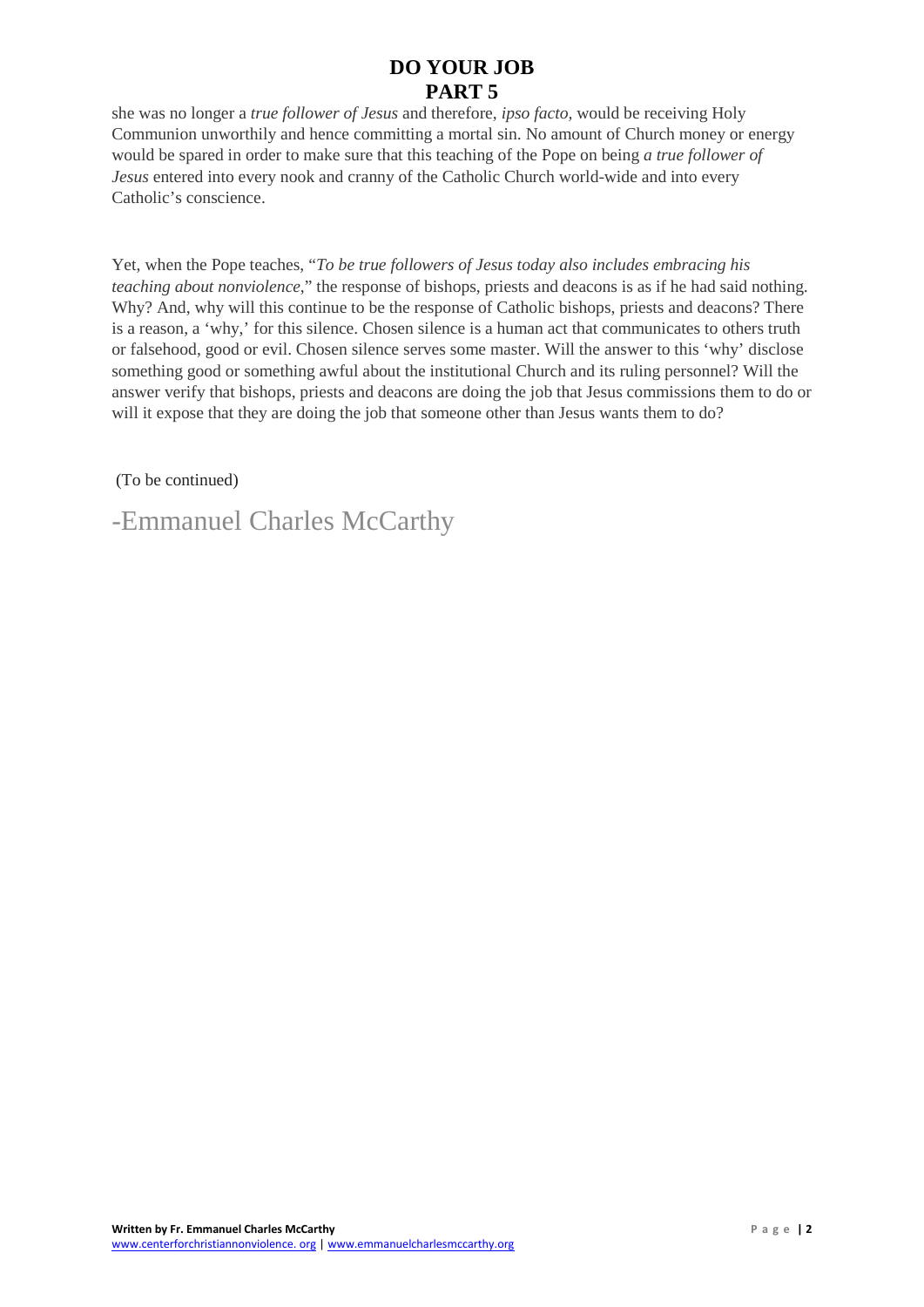she was no longer a *true follower of Jesus* and therefore, *ipso facto,* would be receiving Holy Communion unworthily and hence committing a mortal sin. No amount of Church money or energy would be spared in order to make sure that this teaching of the Pope on being *a true follower of Jesus* entered into every nook and cranny of the Catholic Church world-wide and into every Catholic's conscience.

Yet, when the Pope teaches, "*To be true followers of Jesus today also includes embracing his teaching about nonviolence,*" the response of bishops, priests and deacons is as if he had said nothing. Why? And, why will this continue to be the response of Catholic bishops, priests and deacons? There is a reason, a 'why,' for this silence. Chosen silence is a human act that communicates to others truth or falsehood, good or evil. Chosen silence serves some master. Will the answer to this 'why' disclose something good or something awful about the institutional Church and its ruling personnel? Will the answer verify that bishops, priests and deacons are doing the job that Jesus commissions them to do or will it expose that they are doing the job that someone other than Jesus wants them to do?

(To be continued)

-Emmanuel Charles McCarthy